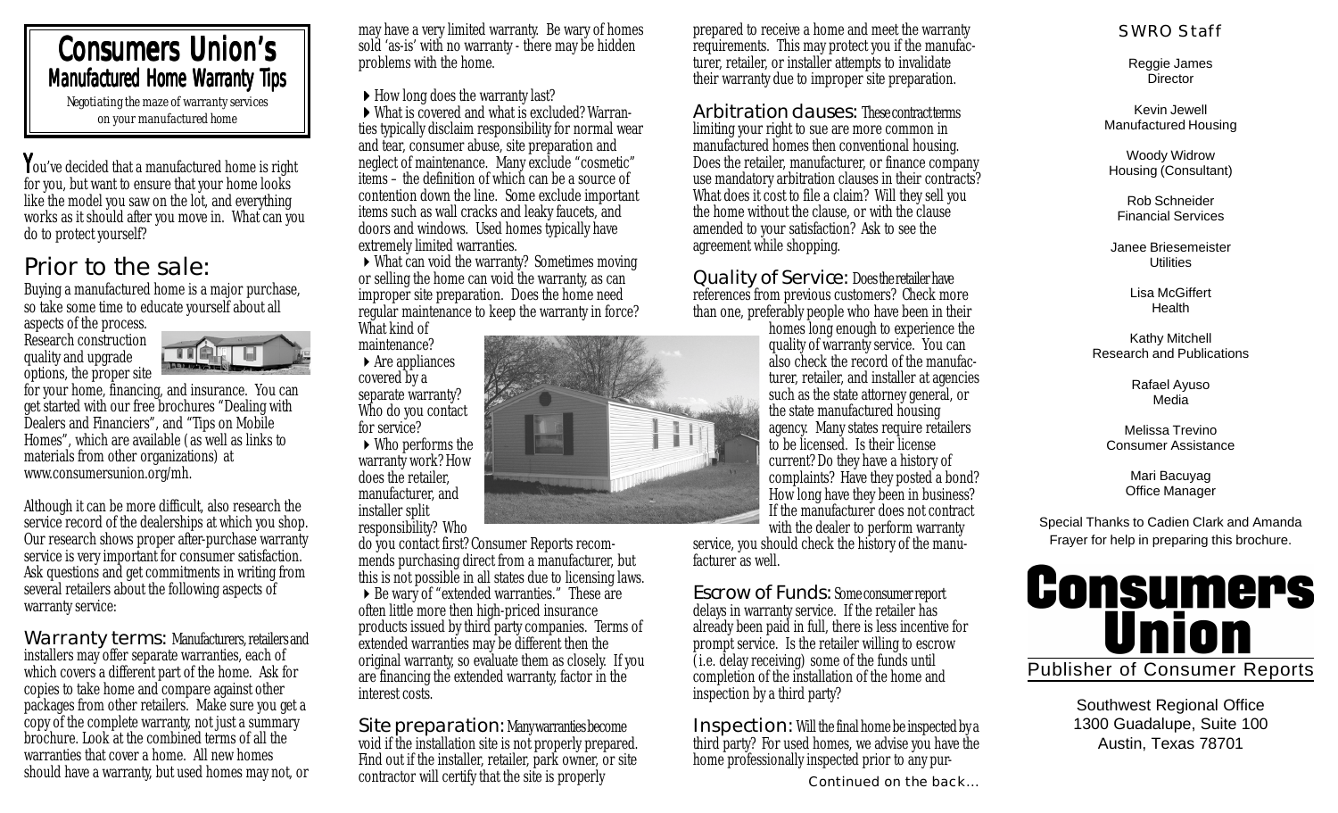# Consumers Union's
## Manufactured Home Warranty Tips

*Negotiating the maze of warranty services on your manufactured home*

You've decided that a manufactured home is right for you, but want to ensure that your home looks like the model you saw on the lot, and everything works as it should after you move in. What can you do to protect yourself?

## Prior to the sale:

Buying a manufactured home is a major purchase, so take some time to educate yourself about all aspects of the process. Research construction quality and upgrade options, the proper site for your home, financing, and insurance. You can get started with our free brochures "Dealing with Dealers and Financiers", and "Tips on Mobile Homes", which are available (as well as links to materials from other organizations) at www.consumersunion.org/mh.

Although it can be more difficult, also research the service record of the dealerships at which you shop. Our research shows proper after-purchase warranty service is very important for consumer satisfaction. Ask questions and get commitments in writing from several retailers about the following aspects of warranty service:

**Warranty terms:** Manufacturers, retailers and installers may offer separate warranties, each of which covers a different part of the home. Ask for copies to take home and compare against other packages from other retailers. Make sure you get a copy of the complete warranty, not just a summary brochure. Look at the combined terms of all the warranties that cover a home. All new homes should have a warranty, but used homes may not, or may have a very limited warranty. Be wary of homes sold 'as-is' with no warranty - there may be hidden problems with the home.

- How long does the warranty last?
- What is covered and what is excluded? Warranties typically disclaim responsibility for normal wear and tear, consumer abuse, site preparation and neglect of maintenance. Many exclude "cosmetic" items – the definition of which can be a source of contention down the line. Some exclude important items such as wall cracks and leaky faucets, and doors and windows. Used homes typically have extremely limited warranties.
- What can void the warranty? Sometimes moving or selling the home can void the warranty, as can improper site preparation. Does the home need regular maintenance to keep the warranty in force? What kind of maintenance?
- Are appliances covered by a separate warranty? Who do you contact for service?
- Who performs the warranty work? How does the retailer, manufacturer, and installer split responsibility? Who do you contact first? Consumer Reports recommends purchasing direct from a manufacturer, but this is not possible in all states due to licensing laws.
- Be wary of "extended warranties." These are often little more then high-priced insurance products issued by third party companies. Terms of extended warranties may be different then the original warranty, so evaluate them as closely. If you are financing the extended warranty, factor in the interest costs.

**Site preparation:** Many warranties become void if the installation site is not properly prepared. Find out if the installer, retailer, park owner, or site contractor will certify that the site is properly prepared to receive a home and meet the warranty requirements. This may protect you if the manufacturer, retailer, or installer attempts to invalidate their warranty due to improper site preparation.

**Arbitration clauses:** These contract terms limiting your right to sue are more common in manufactured homes then conventional housing. Does the retailer, manufacturer, or finance company use mandatory arbitration clauses in their contracts? What does it cost to file a claim? Will they sell you the home without the clause, or with the clause amended to your satisfaction? Ask to see the agreement while shopping.

**Quality of Service:** Does the retailer have references from previous customers? Check more than one, preferably people who have been in their homes long enough to experience the quality of warranty service. You can also check the record of the manufacturer, retailer, and installer at agencies such as the state attorney general, or the state manufactured housing agency. Many states require retailers to be licensed. Is their license current? Do they have a history of complaints? Have they posted a bond? How long have they been in business? If the manufacturer does not contract with the dealer to perform warranty service, you should check the history of the manufacturer as well.

**Escrow of Funds:** Some consumer report delays in warranty service. If the retailer has already been paid in full, there is less incentive for prompt service. Is the retailer willing to escrow (i.e. delay receiving) some of the funds until completion of the installation of the home and inspection by a third party?

**Inspection:** Will the final home be inspected by a third party? For used homes, we advise you have the home professionally inspected prior to any pur-

*Continued on the back...*

### SWRO Staff

Reggie James
Director

Kevin Jewell
Manufactured Housing

Woody Widrow
Housing (Consultant)

Rob Schneider
Financial Services

Janee Briesemeister
Utilities

Lisa McGiffert
Health

Kathy Mitchell
Research and Publications

Rafael Ayuso
Media

Melissa Trevino
Consumer Assistance

Mari Bacuyag
Office Manager

Special Thanks to Cadien Clark and Amanda Frayer for help in preparing this brochure.

**Consumers Union**
Publisher of Consumer Reports

Southwest Regional Office
1300 Guadalupe, Suite 100
Austin, Texas 78701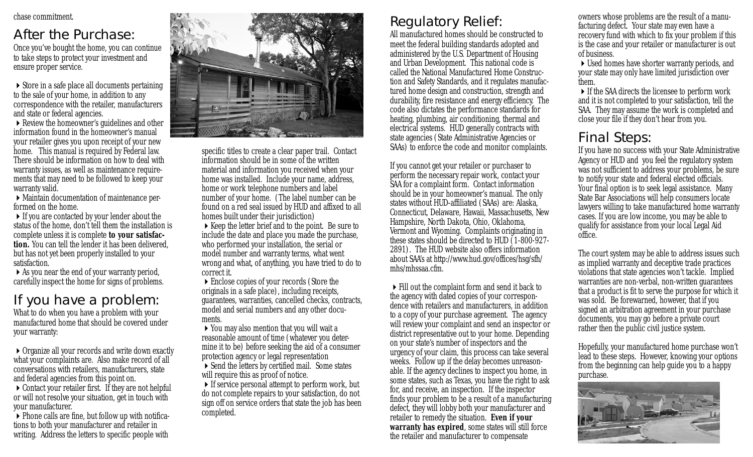chase commitment.

## After the Purchase:

Once you've bought the home, you can continue to take steps to protect your investment and ensure proper service.

- Store in a safe place all documents pertaining to the sale of your home, in addition to any correspondence with the retailer, manufacturers and state or federal agencies.
- Review the homeowner's guidelines and other information found in the homeowner's manual your retailer gives you upon receipt of your new home. This manual is required by Federal law. There should be information on how to deal with warranty issues, as well as maintenance requirements that may need to be followed to keep your warranty valid.
- Maintain documentation of maintenance performed on the home.
- If you are contacted by your lender about the status of the home, don't tell them the installation is complete unless it is complete **to your satisfaction.** You can tell the lender it has been delivered, but has not yet been properly installed to your satisfaction.
- As you near the end of your warranty period, carefully inspect the home for signs of problems.

## If you have a problem:

What to do when you have a problem with your manufactured home that should be covered under your warranty:

- Organize all your records and write down exactly what your complaints are. Also make record of all conversations with retailers, manufacturers, state and federal agencies from this point on.
- Contact your retailer first. If they are not helpful or will not resolve your situation, get in touch with your manufacturer.
- Phone calls are fine, but follow up with notifications to both your manufacturer and retailer in writing. Address the letters to specific people with specific titles to create a clear paper trail. Contact information should be in some of the written material and information you received when your home was installed. Include your name, address, home or work telephone numbers and label number of your home. (The label number can be found on a red seal issued by HUD and affixed to all homes built under their jurisdiction)
- Keep the letter brief and to the point. Be sure to include the date and place you made the purchase, who performed your installation, the serial or model number and warranty terms, what went wrong and what, of anything, you have tried to do to correct it.
- Enclose copies of your records (Store the originals in a safe place), including receipts, guarantees, warranties, cancelled checks, contracts, model and serial numbers and any other documents.
- You may also mention that you will wait a reasonable amount of time (whatever you determine it to be) before seeking the aid of a consumer protection agency or legal representation
- Send the letters by certified mail. Some states will require this as proof of notice.
- If service personal attempt to perform work, but do not complete repairs to your satisfaction, do not sign off on service orders that state the job has been completed.

## Regulatory Relief:

All manufactured homes should be constructed to meet the federal building standards adopted and administered by the U.S. Department of Housing and Urban Development. This national code is called the National Manufactured Home Construction and Safety Standards, and it regulates manufactured home design and construction, strength and durability, fire resistance and energy efficiency. The code also dictates the performance standards for heating, plumbing, air conditioning, thermal and electrical systems. HUD generally contracts with state agencies (State Administrative Agencies or SAAs) to enforce the code and monitor complaints.

If you cannot get your retailer or purchaser to perform the necessary repair work, contact your SAA for a complaint form. Contact information should be in your homeowner's manual. The only states without HUD-affiliated (SAAs) are: Alaska, Connecticut, Delaware, Hawaii, Massachusetts, New Hampshire, North Dakota, Ohio, Oklahoma, Vermont and Wyoming. Complaints originating in these states should be directed to HUD (1-800-927-2891). The HUD website also offers information about SAA's at http://www.hud.gov/offices/hsg/sfh/mhs/mhssaa.cfm.

- Fill out the complaint form and send it back to the agency with dated copies of your correspondence with retailers and manufacturers, in addition to a copy of your purchase agreement. The agency will review your complaint and send an inspector or district representative out to your home. Depending on your state's number of inspectors and the urgency of your claim, this process can take several weeks. Follow up if the delay becomes unreasonable. If the agency declines to inspect you home, in some states, such as Texas, you have the right to ask for, and receive, an inspection. If the inspector finds your problem to be a result of a manufacturing defect, they will lobby both your manufacturer and retailer to remedy the situation. **Even if your warranty has expired**, some states will still force the retailer and manufacturer to compensate owners whose problems are the result of a manufacturing defect. Your state may even have a recovery fund with which to fix your problem if this is the case and your retailer or manufacturer is out of business.
- Used homes have shorter warranty periods, and your state may only have limited jurisdiction over them.
- If the SAA directs the licensee to perform work and it is not completed to your satisfaction, tell the SAA. They may assume the work is completed and close your file if they don't hear from you.

## Final Steps:

If you have no success with your State Administrative Agency or HUD and you feel the regulatory system was not sufficient to address your problems, be sure to notify your state and federal elected officials. Your final option is to seek legal assistance. Many State Bar Associations will help consumers locate lawyers willing to take manufactured home warranty cases. If you are low income, you may be able to qualify for assistance from your local Legal Aid office.

The court system may be able to address issues such as implied warranty and deceptive trade practices violations that state agencies won't tackle. Implied warranties are non-verbal, non-written guarantees that a product is fit to serve the purpose for which it was sold. Be forewarned, however, that if you signed an arbitration agreement in your purchase documents, you may go before a private court rather then the public civil justice system.

Hopefully, your manufactured home purchase won't lead to these steps. However, knowing your options from the beginning can help guide you to a happy purchase.